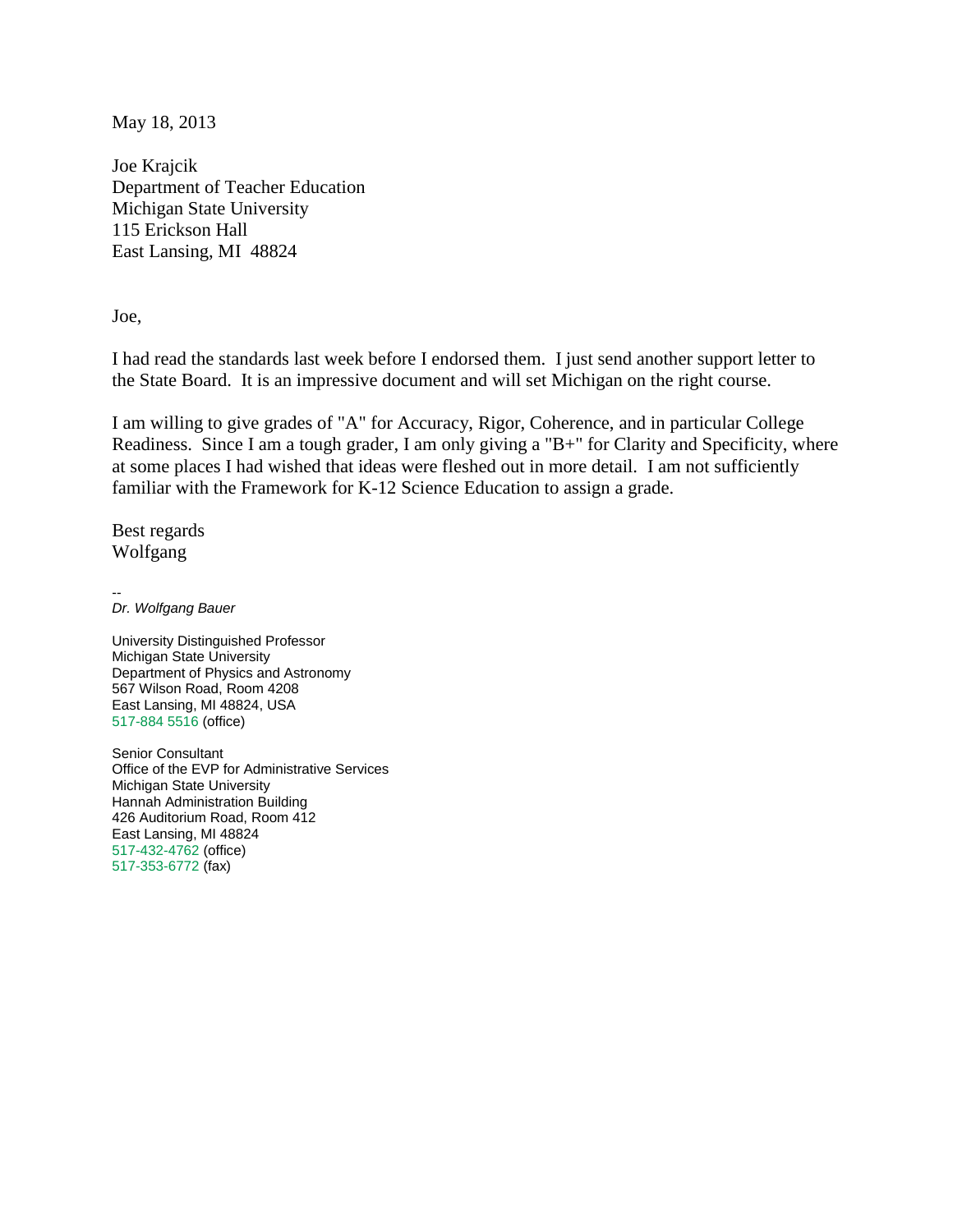May 18, 2013

Joe Krajcik
Department of Teacher Education
Michigan State University
115 Erickson Hall
East Lansing, MI  48824

Joe,

I had read the standards last week before I endorsed them.  I just send another support letter to the State Board.  It is an impressive document and will set Michigan on the right course.

I am willing to give grades of "A" for Accuracy, Rigor, Coherence, and in particular College Readiness.  Since I am a tough grader, I am only giving a "B+" for Clarity and Specificity, where at some places I had wished that ideas were fleshed out in more detail.  I am not sufficiently familiar with the Framework for K-12 Science Education to assign a grade.

Best regards
Wolfgang

--
*Dr. Wolfgang Bauer*

University Distinguished Professor
Michigan State University
Department of Physics and Astronomy
567 Wilson Road, Room 4208
East Lansing, MI 48824, USA
517-884 5516 (office)

Senior Consultant
Office of the EVP for Administrative Services
Michigan State University
Hannah Administration Building
426 Auditorium Road, Room 412
East Lansing, MI 48824
517-432-4762 (office)
517-353-6772 (fax)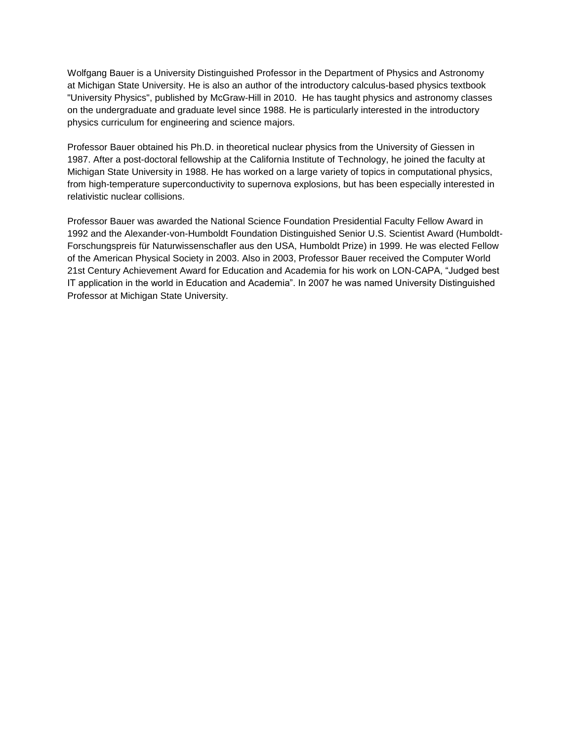Wolfgang Bauer is a University Distinguished Professor in the Department of Physics and Astronomy at Michigan State University. He is also an author of the introductory calculus-based physics textbook "University Physics", published by McGraw-Hill in 2010. He has taught physics and astronomy classes on the undergraduate and graduate level since 1988. He is particularly interested in the introductory physics curriculum for engineering and science majors.

Professor Bauer obtained his Ph.D. in theoretical nuclear physics from the University of Giessen in 1987. After a post-doctoral fellowship at the California Institute of Technology, he joined the faculty at Michigan State University in 1988. He has worked on a large variety of topics in computational physics, from high-temperature superconductivity to supernova explosions, but has been especially interested in relativistic nuclear collisions.

Professor Bauer was awarded the National Science Foundation Presidential Faculty Fellow Award in 1992 and the Alexander-von-Humboldt Foundation Distinguished Senior U.S. Scientist Award (Humboldt-Forschungspreis für Naturwissenschafler aus den USA, Humboldt Prize) in 1999. He was elected Fellow of the American Physical Society in 2003. Also in 2003, Professor Bauer received the Computer World 21st Century Achievement Award for Education and Academia for his work on LON-CAPA, "Judged best IT application in the world in Education and Academia". In 2007 he was named University Distinguished Professor at Michigan State University.